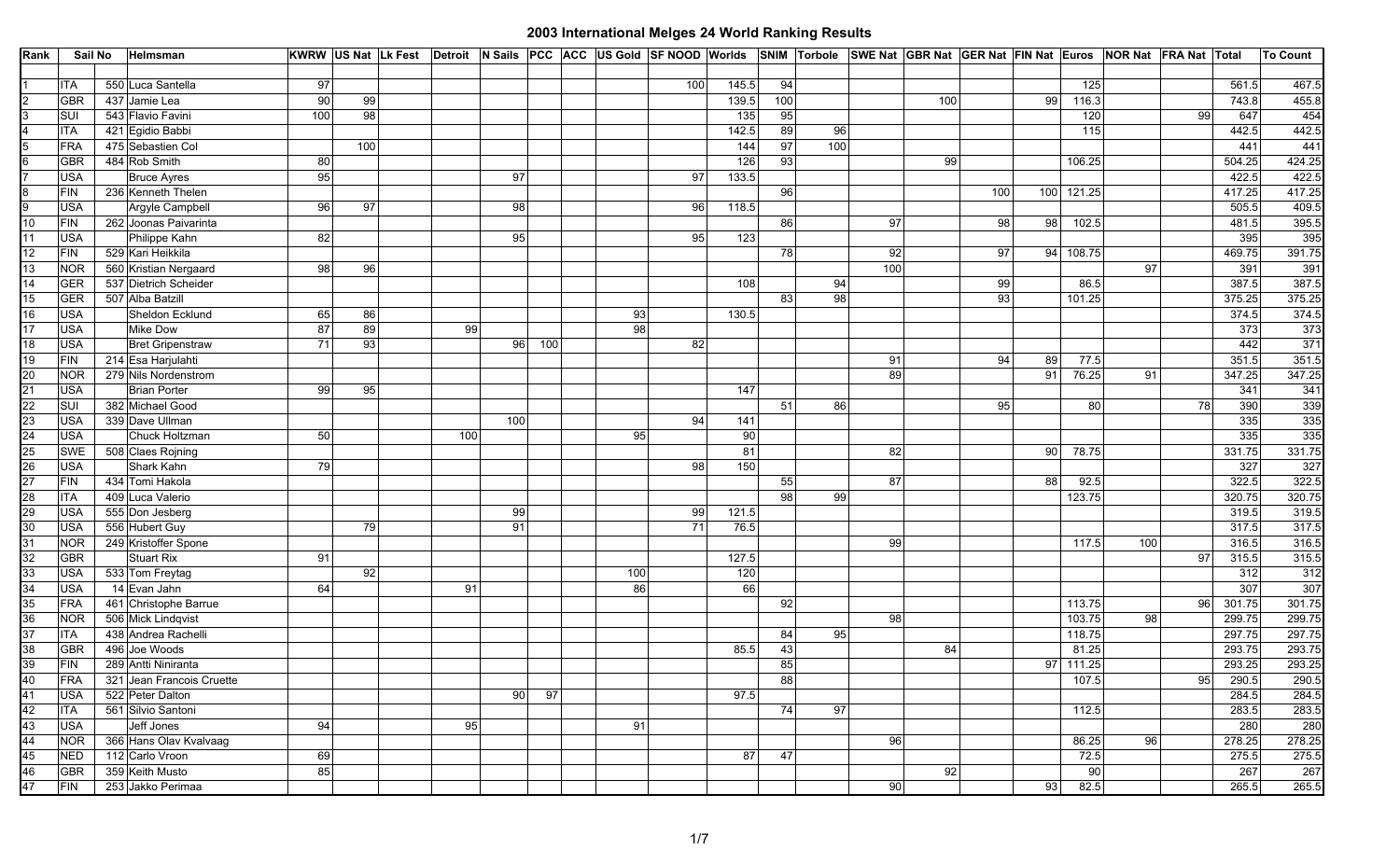# 2003 International Melges 24 World Ranking Results

| Rank | Sail No | | Helmsman | KWRW | US Nat | Lk Fest | Detroit | N Sails | PCC | ACC | US Gold | SF NOOD | Worlds | SNIM | Torbole | SWE Nat | GBR Nat | GER Nat | FIN Nat | Euros | NOR Nat | FRA Nat | Total | To Count |
|---|---|---|---|---|---|---|---|---|---|---|---|---|---|---|---|---|---|---|---|---|---|---|---|---|
| 1 | ITA | 550 | Luca Santella | 97 | | | | | | | | 100 | 145.5 | 94 | | | | | | 125 | | | 561.5 | 467.5 |
| 2 | GBR | 437 | Jamie Lea | 90 | 99 | | | | | | | | 139.5 | 100 | | | 100 | | 99 | 116.3 | | | 743.8 | 455.8 |
| 3 | SUI | 543 | Flavio Favini | 100 | 98 | | | | | | | | 135 | 95 | | | | | | 120 | | 99 | 647 | 454 |
| 4 | ITA | 421 | Egidio Babbi | | | | | | | | | | 142.5 | 89 | 96 | | | | | 115 | | | 442.5 | 442.5 |
| 5 | FRA | 475 | Sebastien Col | | 100 | | | | | | | | 144 | 97 | 100 | | | | | | | | 441 | 441 |
| 6 | GBR | 484 | Rob Smith | 80 | | | | | | | | | 126 | 93 | | | 99 | | | 106.25 | | | 504.25 | 424.25 |
| 7 | USA | | Bruce Ayres | 95 | | | | 97 | | | | 97 | 133.5 | | | | | | | | | | 422.5 | 422.5 |
| 8 | FIN | 236 | Kenneth Thelen | | | | | | | | | | | 96 | | | | 100 | 100 | 121.25 | | | 417.25 | 417.25 |
| 9 | USA | | Argyle Campbell | 96 | 97 | | | 98 | | | | 96 | 118.5 | | | | | | | | | | 505.5 | 409.5 |
| 10 | FIN | 262 | Joonas Paivarinta | | | | | | | | | | | 86 | | 97 | | 98 | 98 | 102.5 | | | 481.5 | 395.5 |
| 11 | USA | | Philippe Kahn | 82 | | | | 95 | | | | 95 | 123 | | | | | | | | | | 395 | 395 |
| 12 | FIN | 529 | Kari Heikkila | | | | | | | | | | | 78 | | 92 | | 97 | 94 | 108.75 | | | 469.75 | 391.75 |
| 13 | NOR | 560 | Kristian Nergaard | 98 | 96 | | | | | | | | | | | 100 | | | | | 97 | | 391 | 391 |
| 14 | GER | 537 | Dietrich Scheider | | | | | | | | | | 108 | | 94 | | | 99 | | 86.5 | | | 387.5 | 387.5 |
| 15 | GER | 507 | Alba Batzill | | | | | | | | | | | 83 | 98 | | | 93 | | 101.25 | | | 375.25 | 375.25 |
| 16 | USA | | Sheldon Ecklund | 65 | 86 | | | | | | 93 | | 130.5 | | | | | | | | | | 374.5 | 374.5 |
| 17 | USA | | Mike Dow | 87 | 89 | | 99 | | | | 98 | | | | | | | | | | | | 373 | 373 |
| 18 | USA | | Bret Gripenstraw | 71 | 93 | | | 96 | 100 | | | 82 | | | | | | | | | | | 442 | 371 |
| 19 | FIN | 214 | Esa Harjulahti | | | | | | | | | | | | | 91 | | 94 | 89 | 77.5 | | | 351.5 | 351.5 |
| 20 | NOR | 279 | Nils Nordenstrom | | | | | | | | | | | | | 89 | | | 91 | 76.25 | 91 | | 347.25 | 347.25 |
| 21 | USA | | Brian Porter | 99 | 95 | | | | | | | | 147 | | | | | | | | | | 341 | 341 |
| 22 | SUI | 382 | Michael Good | | | | | | | | | | | 51 | 86 | | | 95 | | 80 | | 78 | 390 | 339 |
| 23 | USA | 339 | Dave Ullman | | | | | 100 | | | | 94 | 141 | | | | | | | | | | 335 | 335 |
| 24 | USA | | Chuck Holtzman | 50 | | | 100 | | | | 95 | | 90 | | | | | | | | | | 335 | 335 |
| 25 | SWE | 508 | Claes Rojning | | | | | | | | | | 81 | | | 82 | | | 90 | 78.75 | | | 331.75 | 331.75 |
| 26 | USA | | Shark Kahn | 79 | | | | | | | | 98 | 150 | | | | | | | | | | 327 | 327 |
| 27 | FIN | 434 | Tomi Hakola | | | | | | | | | | | 55 | | 87 | | | 88 | 92.5 | | | 322.5 | 322.5 |
| 28 | ITA | 409 | Luca Valerio | | | | | | | | | | | 98 | 99 | | | | | 123.75 | | | 320.75 | 320.75 |
| 29 | USA | 555 | Don Jesberg | | | | | 99 | | | | 99 | 121.5 | | | | | | | | | | 319.5 | 319.5 |
| 30 | USA | 556 | Hubert Guy | | 79 | | | 91 | | | | 71 | 76.5 | | | | | | | | | | 317.5 | 317.5 |
| 31 | NOR | 249 | Kristoffer Spone | | | | | | | | | | | | | 99 | | | | 117.5 | 100 | | 316.5 | 316.5 |
| 32 | GBR | | Stuart Rix | 91 | | | | | | | | | 127.5 | | | | | | | | | 97 | 315.5 | 315.5 |
| 33 | USA | 533 | Tom Freytag | | 92 | | | | | | 100 | | 120 | | | | | | | | | | 312 | 312 |
| 34 | USA | 14 | Evan Jahn | 64 | | | 91 | | | | 86 | | 66 | | | | | | | | | | 307 | 307 |
| 35 | FRA | 461 | Christophe Barrue | | | | | | | | | | | 92 | | | | | | 113.75 | | 96 | 301.75 | 301.75 |
| 36 | NOR | 506 | Mick Lindqvist | | | | | | | | | | | | | 98 | | | | 103.75 | 98 | | 299.75 | 299.75 |
| 37 | ITA | 438 | Andrea Rachelli | | | | | | | | | | | 84 | 95 | | | | | 118.75 | | | 297.75 | 297.75 |
| 38 | GBR | 496 | Joe Woods | | | | | | | | | | 85.5 | 43 | | | 84 | | | 81.25 | | | 293.75 | 293.75 |
| 39 | FIN | 289 | Antti Niniranta | | | | | | | | | | | 85 | | | | | 97 | 111.25 | | | 293.25 | 293.25 |
| 40 | FRA | 321 | Jean Francois Cruette | | | | | | | | | | | 88 | | | | | | 107.5 | | 95 | 290.5 | 290.5 |
| 41 | USA | 522 | Peter Dalton | | | | | 90 | 97 | | | | 97.5 | | | | | | | | | | 284.5 | 284.5 |
| 42 | ITA | 561 | Silvio Santoni | | | | | | | | | | | 74 | 97 | | | | | 112.5 | | | 283.5 | 283.5 |
| 43 | USA | | Jeff Jones | 94 | | | 95 | | | | 91 | | | | | | | | | | | | 280 | 280 |
| 44 | NOR | 366 | Hans Olav Kvalvaag | | | | | | | | | | | | | 96 | | | | 86.25 | 96 | | 278.25 | 278.25 |
| 45 | NED | 112 | Carlo Vroon | 69 | | | | | | | | | 87 | 47 | | | | | | 72.5 | | | 275.5 | 275.5 |
| 46 | GBR | 359 | Keith Musto | 85 | | | | | | | | | | | | | 92 | | | 90 | | | 267 | 267 |
| 47 | FIN | 253 | Jakko Perimaa | | | | | | | | | | | | | 90 | | | 93 | 82.5 | | | 265.5 | 265.5 |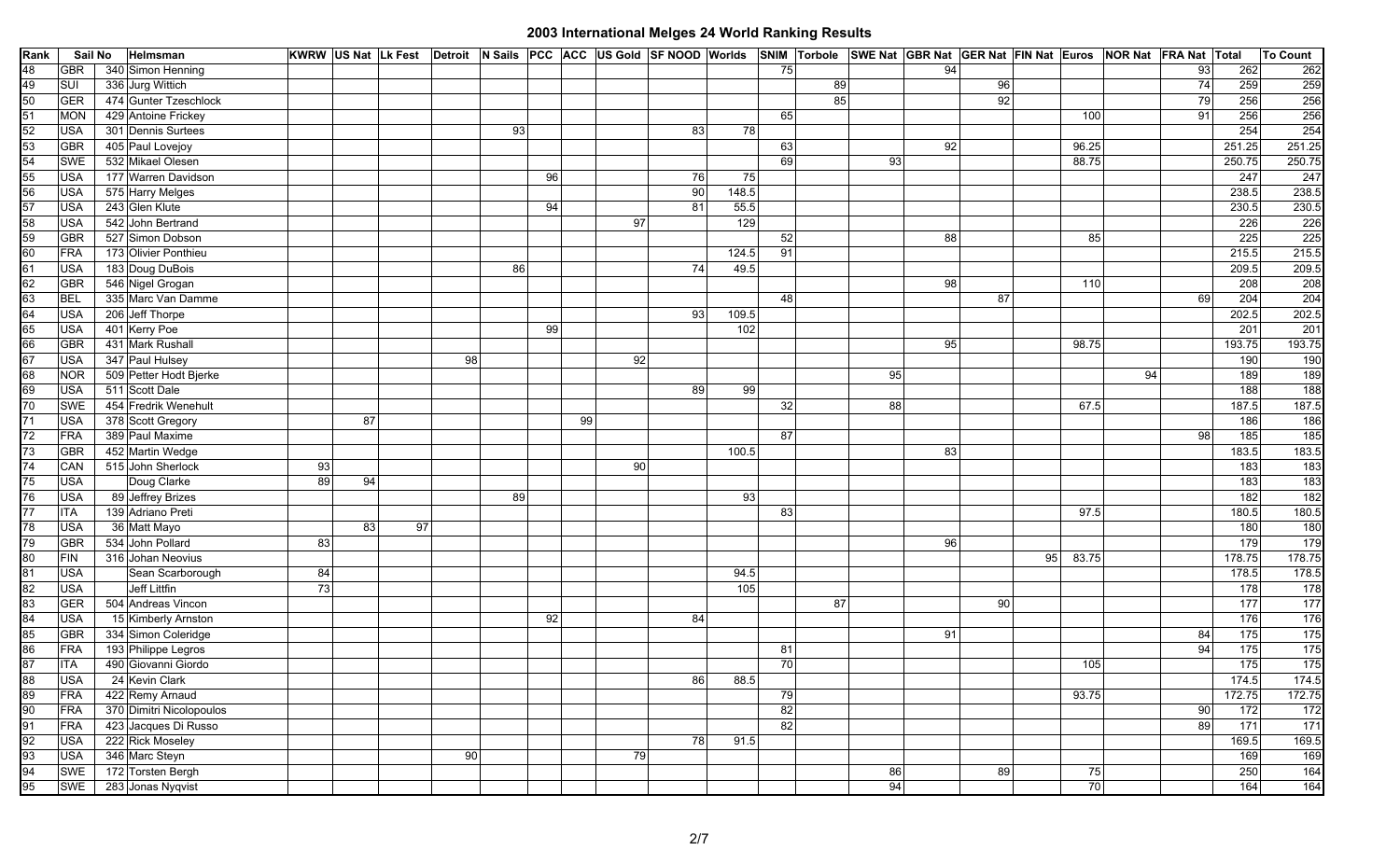# 2003 International Melges 24 World Ranking Results

| Rank | Sail No | Helmsman | KWRW | US Nat | Lk Fest | Detroit | N Sails | PCC | ACC | US Gold | SF NOOD | Worlds | SNIM | Torbole | SWE Nat | GBR Nat | GER Nat | FIN Nat | Euros | NOR Nat | FRA Nat | Total | To Count |
|---|---|---|---|---|---|---|---|---|---|---|---|---|---|---|---|---|---|---|---|---|---|---|---|
| 48 | GBR 340 | Simon Henning | | | | | | | | | | | 75 | | | 94 | | | | | 93 | 262 | 262 |
| 49 | SUI 336 | Jurg Wittich | | | | | | | | | | | | 89 | | | 96 | | | | 74 | 259 | 259 |
| 50 | GER 474 | Gunter Tzeschlock | | | | | | | | | | | | 85 | | | 92 | | | | 79 | 256 | 256 |
| 51 | MON 429 | Antoine Frickey | | | | | | | | | | | 65 | | | | | | 100 | | 91 | 256 | 256 |
| 52 | USA 301 | Dennis Surtees | | | | | 93 | | | | 83 | 78 | | | | | | | | | | 254 | 254 |
| 53 | GBR 405 | Paul Lovejoy | | | | | | | | | | | 63 | | | 92 | | | 96.25 | | | 251.25 | 251.25 |
| 54 | SWE 532 | Mikael Olesen | | | | | | | | | | | 69 | | 93 | | | | 88.75 | | | 250.75 | 250.75 |
| 55 | USA 177 | Warren Davidson | | | | | | 96 | | | 76 | 75 | | | | | | | | | | 247 | 247 |
| 56 | USA 575 | Harry Melges | | | | | | | | | 90 | 148.5 | | | | | | | | | | 238.5 | 238.5 |
| 57 | USA 243 | Glen Klute | | | | | | 94 | | | 81 | 55.5 | | | | | | | | | | 230.5 | 230.5 |
| 58 | USA 542 | John Bertrand | | | | | | | | 97 | | 129 | | | | | | | | | | 226 | 226 |
| 59 | GBR 527 | Simon Dobson | | | | | | | | | | | 52 | | | 88 | | | 85 | | | 225 | 225 |
| 60 | FRA 173 | Olivier Ponthieu | | | | | | | | | | 124.5 | 91 | | | | | | | | | 215.5 | 215.5 |
| 61 | USA 183 | Doug DuBois | | | | | 86 | | | | 74 | 49.5 | | | | | | | | | | 209.5 | 209.5 |
| 62 | GBR 546 | Nigel Grogan | | | | | | | | | | | | | | 98 | | | 110 | | | 208 | 208 |
| 63 | BEL 335 | Marc Van Damme | | | | | | | | | | | 48 | | | | 87 | | | | 69 | 204 | 204 |
| 64 | USA 206 | Jeff Thorpe | | | | | | | | | 93 | 109.5 | | | | | | | | | | 202.5 | 202.5 |
| 65 | USA 401 | Kerry Poe | | | | | | 99 | | | | 102 | | | | | | | | | | 201 | 201 |
| 66 | GBR 431 | Mark Rushall | | | | | | | | | | | | | | 95 | | | 98.75 | | | 193.75 | 193.75 |
| 67 | USA 347 | Paul Hulsey | | | | 98 | | | | 92 | | | | | | | | | | | | 190 | 190 |
| 68 | NOR 509 | Petter Hodt Bjerke | | | | | | | | | | | | | 95 | | | | | 94 | | 189 | 189 |
| 69 | USA 511 | Scott Dale | | | | | | | | | 89 | 99 | | | | | | | | | | 188 | 188 |
| 70 | SWE 454 | Fredrik Wenehult | | | | | | | | | | | 32 | | 88 | | | | 67.5 | | | 187.5 | 187.5 |
| 71 | USA 378 | Scott Gregory | | 87 | | | | | 99 | | | | | | | | | | | | | 186 | 186 |
| 72 | FRA 389 | Paul Maxime | | | | | | | | | | | 87 | | | | | | | | 98 | 185 | 185 |
| 73 | GBR 452 | Martin Wedge | | | | | | | | | | 100.5 | | | | 83 | | | | | | 183.5 | 183.5 |
| 74 | CAN 515 | John Sherlock | 93 | | | | | | | 90 | | | | | | | | | | | | 183 | 183 |
| 75 | USA | Doug Clarke | 89 | 94 | | | | | | | | | | | | | | | | | | 183 | 183 |
| 76 | USA 89 | Jeffrey Brizes | | | | | 89 | | | | | 93 | | | | | | | | | | 182 | 182 |
| 77 | ITA 139 | Adriano Preti | | | | | | | | | | | 83 | | | | | | 97.5 | | | 180.5 | 180.5 |
| 78 | USA 36 | Matt Mayo | | 83 | 97 | | | | | | | | | | | | | | | | | 180 | 180 |
| 79 | GBR 534 | John Pollard | 83 | | | | | | | | | | | | | 96 | | | | | | 179 | 179 |
| 80 | FIN 316 | Johan Neovius | | | | | | | | | | | | | | | | 95 | 83.75 | | | 178.75 | 178.75 |
| 81 | USA | Sean Scarborough | 84 | | | | | | | | | 94.5 | | | | | | | | | | 178.5 | 178.5 |
| 82 | USA | Jeff Littfin | 73 | | | | | | | | | 105 | | | | | | | | | | 178 | 178 |
| 83 | GER 504 | Andreas Vincon | | | | | | | | | | | | 87 | | | 90 | | | | | 177 | 177 |
| 84 | USA 15 | Kimberly Arnston | | | | | | 92 | | | 84 | | | | | | | | | | | 176 | 176 |
| 85 | GBR 334 | Simon Coleridge | | | | | | | | | | | | | | 91 | | | | | 84 | 175 | 175 |
| 86 | FRA 193 | Philippe Legros | | | | | | | | | | | 81 | | | | | | | | 94 | 175 | 175 |
| 87 | ITA 490 | Giovanni Giordo | | | | | | | | | | | 70 | | | | | | 105 | | | 175 | 175 |
| 88 | USA 24 | Kevin Clark | | | | | | | | | 86 | 88.5 | | | | | | | | | | 174.5 | 174.5 |
| 89 | FRA 422 | Remy Arnaud | | | | | | | | | | | 79 | | | | | | 93.75 | | | 172.75 | 172.75 |
| 90 | FRA 370 | Dimitri Nicolopoulos | | | | | | | | | | | 82 | | | | | | | | 90 | 172 | 172 |
| 91 | FRA 423 | Jacques Di Russo | | | | | | | | | | | 82 | | | | | | | | 89 | 171 | 171 |
| 92 | USA 222 | Rick Moseley | | | | | | | | | 78 | 91.5 | | | | | | | | | | 169.5 | 169.5 |
| 93 | USA 346 | Marc Steyn | | | | 90 | | | | 79 | | | | | | | | | | | | 169 | 169 |
| 94 | SWE 172 | Torsten Bergh | | | | | | | | | | | | | 86 | | 89 | | 75 | | | 250 | 164 |
| 95 | SWE 283 | Jonas Nyqvist | | | | | | | | | | | | | 94 | | | | 70 | | | 164 | 164 |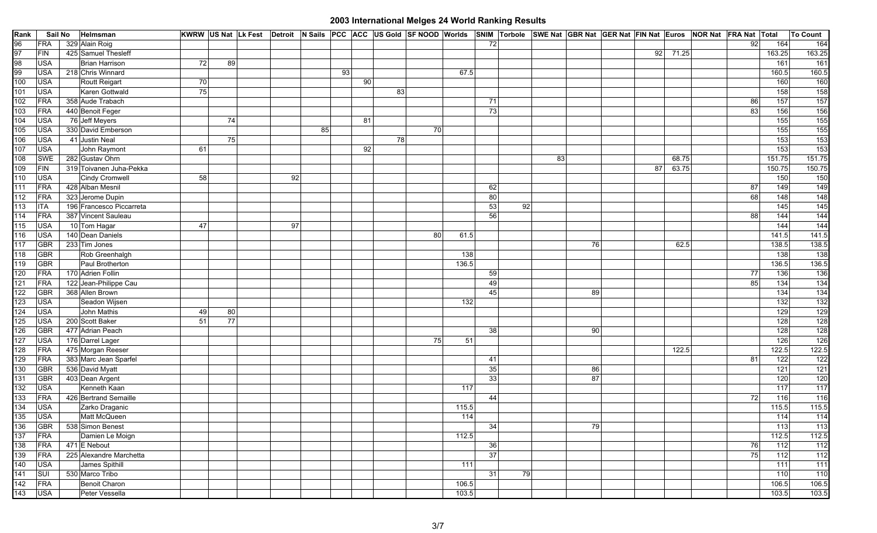# 2003 International Melges 24 World Ranking Results

| Rank | Sail No | | Helmsman | KWRW | US Nat | Lk Fest | Detroit | N Sails | PCC | ACC | US Gold | SF NOOD | Worlds | SNIM | Torbole | SWE Nat | GBR Nat | GER Nat | FIN Nat | Euros | NOR Nat | FRA Nat | Total | To Count |
|---|---|---|---|---|---|---|---|---|---|---|---|---|---|---|---|---|---|---|---|---|---|---|---|---|
| 96 | FRA | 329 | Alain Roig | | | | | | | | | | | 72 | | | | | | | | 92 | 164 | 164 |
| 97 | FIN | 425 | Samuel Thesleff | | | | | | | | | | | | | | | | 92 | 71.25 | | | 163.25 | 163.25 |
| 98 | USA | | Brian Harrison | 72 | 89 | | | | | | | | | | | | | | | | | | 161 | 161 |
| 99 | USA | 218 | Chris Winnard | | | | | | 93 | | | | 67.5 | | | | | | | | | | 160.5 | 160.5 |
| 100 | USA | | Routt Reigart | 70 | | | | | | 90 | | | | | | | | | | | | | 160 | 160 |
| 101 | USA | | Karen Gottwald | 75 | | | | | | | 83 | | | | | | | | | | | | 158 | 158 |
| 102 | FRA | 358 | Aude Trabach | | | | | | | | | | | 71 | | | | | | | | 86 | 157 | 157 |
| 103 | FRA | 440 | Benoit Feger | | | | | | | | | | | 73 | | | | | | | | 83 | 156 | 156 |
| 104 | USA | 76 | Jeff Meyers | | 74 | | | | | 81 | | | | | | | | | | | | | 155 | 155 |
| 105 | USA | 330 | David Emberson | | | | | 85 | | | | 70 | | | | | | | | | | | 155 | 155 |
| 106 | USA | 41 | Justin Neal | | 75 | | | | | | 78 | | | | | | | | | | | | 153 | 153 |
| 107 | USA | | John Raymont | 61 | | | | | | 92 | | | | | | | | | | | | | 153 | 153 |
| 108 | SWE | 282 | Gustav Ohrn | | | | | | | | | | | | | 83 | | | | 68.75 | | | 151.75 | 151.75 |
| 109 | FIN | 319 | Toivanen Juha-Pekka | | | | | | | | | | | | | | | | 87 | 63.75 | | | 150.75 | 150.75 |
| 110 | USA | | Cindy Cromwell | 58 | | | 92 | | | | | | | | | | | | | | | | 150 | 150 |
| 111 | FRA | 428 | Alban Mesnil | | | | | | | | | | | 62 | | | | | | | | 87 | 149 | 149 |
| 112 | FRA | 323 | Jerome Dupin | | | | | | | | | | | 80 | | | | | | | | 68 | 148 | 148 |
| 113 | ITA | 196 | Francesco Piccarreta | | | | | | | | | | | 53 | 92 | | | | | | | | 145 | 145 |
| 114 | FRA | 387 | Vincent Sauleau | | | | | | | | | | | 56 | | | | | | | | 88 | 144 | 144 |
| 115 | USA | 10 | Tom Hagar | 47 | | | 97 | | | | | | | | | | | | | | | | 144 | 144 |
| 116 | USA | 140 | Dean Daniels | | | | | | | | | 80 | 61.5 | | | | | | | | | | 141.5 | 141.5 |
| 117 | GBR | 233 | Tim Jones | | | | | | | | | | | | | | 76 | | | 62.5 | | | 138.5 | 138.5 |
| 118 | GBR | | Rob Greenhalgh | | | | | | | | | | 138 | | | | | | | | | | 138 | 138 |
| 119 | GBR | | Paul Brotherton | | | | | | | | | | 136.5 | | | | | | | | | | 136.5 | 136.5 |
| 120 | FRA | 170 | Adrien Follin | | | | | | | | | | | 59 | | | | | | | | 77 | 136 | 136 |
| 121 | FRA | 122 | Jean-Philippe Cau | | | | | | | | | | | 49 | | | | | | | | 85 | 134 | 134 |
| 122 | GBR | 368 | Allen Brown | | | | | | | | | | | 45 | | | 89 | | | | | | 134 | 134 |
| 123 | USA | | Seadon Wijsen | | | | | | | | | | 132 | | | | | | | | | | 132 | 132 |
| 124 | USA | | John Mathis | 49 | 80 | | | | | | | | | | | | | | | | | | 129 | 129 |
| 125 | USA | 200 | Scott Baker | 51 | 77 | | | | | | | | | | | | | | | | | | 128 | 128 |
| 126 | GBR | 477 | Adrian Peach | | | | | | | | | | | 38 | | | 90 | | | | | | 128 | 128 |
| 127 | USA | 176 | Darrel Lager | | | | | | | | | 75 | 51 | | | | | | | | | | 126 | 126 |
| 128 | FRA | 475 | Morgan Reeser | | | | | | | | | | | | | | | | | 122.5 | | | 122.5 | 122.5 |
| 129 | FRA | 383 | Marc Jean Sparfel | | | | | | | | | | | 41 | | | | | | | | 81 | 122 | 122 |
| 130 | GBR | 536 | David Myatt | | | | | | | | | | | 35 | | | 86 | | | | | | 121 | 121 |
| 131 | GBR | 403 | Dean Argent | | | | | | | | | | | 33 | | | 87 | | | | | | 120 | 120 |
| 132 | USA | | Kenneth Kaan | | | | | | | | | | 117 | | | | | | | | | | 117 | 117 |
| 133 | FRA | 426 | Bertrand Semaille | | | | | | | | | | | 44 | | | | | | | | 72 | 116 | 116 |
| 134 | USA | | Zarko Draganic | | | | | | | | | | 115.5 | | | | | | | | | | 115.5 | 115.5 |
| 135 | USA | | Matt McQueen | | | | | | | | | | 114 | | | | | | | | | | 114 | 114 |
| 136 | GBR | 538 | Simon Benest | | | | | | | | | | | 34 | | | 79 | | | | | | 113 | 113 |
| 137 | FRA | | Damien Le Moign | | | | | | | | | | 112.5 | | | | | | | | | | 112.5 | 112.5 |
| 138 | FRA | 471 | E Nebout | | | | | | | | | | | 36 | | | | | | | | 76 | 112 | 112 |
| 139 | FRA | 225 | Alexandre Marchetta | | | | | | | | | | | 37 | | | | | | | | 75 | 112 | 112 |
| 140 | USA | | James Spithill | | | | | | | | | | 111 | | | | | | | | | | 111 | 111 |
| 141 | SUI | 530 | Marco Tribo | | | | | | | | | | | 31 | 79 | | | | | | | | 110 | 110 |
| 142 | FRA | | Benoit Charon | | | | | | | | | | 106.5 | | | | | | | | | | 106.5 | 106.5 |
| 143 | USA | | Peter Vessella | | | | | | | | | | 103.5 | | | | | | | | | | 103.5 | 103.5 |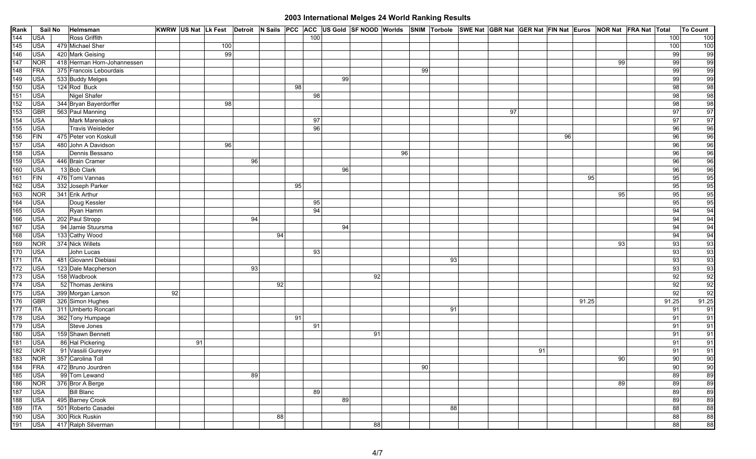# 2003 International Melges 24 World Ranking Results

| Rank | Sail No | | Helmsman | KWRW | US Nat | Lk Fest | Detroit | N Sails | PCC | ACC | US Gold | SF NOOD | Worlds | SNIM | Torbole | SWE Nat | GBR Nat | GER Nat | FIN Nat | Euros | NOR Nat | FRA Nat | Total | To Count |
|---|---|---|---|---|---|---|---|---|---|---|---|---|---|---|---|---|---|---|---|---|---|---|---|---|
| 144 | USA | | Ross Griffith | | | | | | | 100 | | | | | | | | | | | | | 100 | 100 |
| 145 | USA | 479 | Michael Sher | | | 100 | | | | | | | | | | | | | | | | | 100 | 100 |
| 146 | USA | 420 | Mark Geising | | | 99 | | | | | | | | | | | | | | | | | 99 | 99 |
| 147 | NOR | 418 | Herman Horn-Johannessen | | | | | | | | | | | | | | | | | | 99 | | 99 | 99 |
| 148 | FRA | 375 | Francois Lebourdais | | | | | | | | | | | 99 | | | | | | | | | 99 | 99 |
| 149 | USA | 533 | Buddy Melges | | | | | | | | 99 | | | | | | | | | | | | 99 | 99 |
| 150 | USA | 124 | Rod Buck | | | | | | 98 | | | | | | | | | | | | | | 98 | 98 |
| 151 | USA | | Nigel Shafer | | | | | | | 98 | | | | | | | | | | | | | 98 | 98 |
| 152 | USA | 344 | Bryan Bayerdorffer | | | 98 | | | | | | | | | | | | | | | | | 98 | 98 |
| 153 | GBR | 563 | Paul Manning | | | | | | | | | | | | | | 97 | | | | | | 97 | 97 |
| 154 | USA | | Mark Marenakos | | | | | | | 97 | | | | | | | | | | | | | 97 | 97 |
| 155 | USA | | Travis Weisleder | | | | | | | 96 | | | | | | | | | | | | | 96 | 96 |
| 156 | FIN | 475 | Peter von Koskull | | | | | | | | | | | | | | | | 96 | | | | 96 | 96 |
| 157 | USA | 480 | John A Davidson | | | 96 | | | | | | | | | | | | | | | | | 96 | 96 |
| 158 | USA | | Dennis Bessano | | | | | | | | | | 96 | | | | | | | | | | 96 | 96 |
| 159 | USA | 446 | Brain Cramer | | | | 96 | | | | | | | | | | | | | | | | 96 | 96 |
| 160 | USA | 13 | Bob Clark | | | | | | | | 96 | | | | | | | | | | | | 96 | 96 |
| 161 | FIN | 476 | Tomi Vannas | | | | | | | | | | | | | | | | | 95 | | | 95 | 95 |
| 162 | USA | 332 | Joseph Parker | | | | | | 95 | | | | | | | | | | | | | | 95 | 95 |
| 163 | NOR | 341 | Erik Arthur | | | | | | | | | | | | | | | | | | 95 | | 95 | 95 |
| 164 | USA | | Doug Kessler | | | | | | | 95 | | | | | | | | | | | | | 95 | 95 |
| 165 | USA | | Ryan Hamm | | | | | | | 94 | | | | | | | | | | | | | 94 | 94 |
| 166 | USA | 202 | Paul Stropp | | | | 94 | | | | | | | | | | | | | | | | 94 | 94 |
| 167 | USA | 94 | Jamie Stuursma | | | | | | | | 94 | | | | | | | | | | | | 94 | 94 |
| 168 | USA | 133 | Cathy Wood | | | | | 94 | | | | | | | | | | | | | | | 94 | 94 |
| 169 | NOR | 374 | Nick Willets | | | | | | | | | | | | | | | | | | 93 | | 93 | 93 |
| 170 | USA | | John Lucas | | | | | | | 93 | | | | | | | | | | | | | 93 | 93 |
| 171 | ITA | 481 | Giovanni Diebiasi | | | | | | | | | | | | 93 | | | | | | | | 93 | 93 |
| 172 | USA | 123 | Dale Macpherson | | | | 93 | | | | | | | | | | | | | | | | 93 | 93 |
| 173 | USA | 158 | Wadbrook | | | | | | | | | 92 | | | | | | | | | | | 92 | 92 |
| 174 | USA | 52 | Thomas Jenkins | | | | | 92 | | | | | | | | | | | | | | | 92 | 92 |
| 175 | USA | 399 | Morgan Larson | 92 | | | | | | | | | | | | | | | | | | | 92 | 92 |
| 176 | GBR | 326 | Simon Hughes | | | | | | | | | | | | | | | | | 91.25 | | | 91.25 | 91.25 |
| 177 | ITA | 311 | Umberto Roncari | | | | | | | | | | | | 91 | | | | | | | | 91 | 91 |
| 178 | USA | 362 | Tony Humpage | | | | | | 91 | | | | | | | | | | | | | | 91 | 91 |
| 179 | USA | | Steve Jones | | | | | | | 91 | | | | | | | | | | | | | 91 | 91 |
| 180 | USA | 159 | Shawn Bennett | | | | | | | | | 91 | | | | | | | | | | | 91 | 91 |
| 181 | USA | 86 | Hal Pickering | | 91 | | | | | | | | | | | | | | | | | | 91 | 91 |
| 182 | UKR | 91 | Vassili Gureyev | | | | | | | | | | | | | | | 91 | | | | | 91 | 91 |
| 183 | NOR | 357 | Carolina Toll | | | | | | | | | | | | | | | | | | 90 | | 90 | 90 |
| 184 | FRA | 472 | Bruno Jourdren | | | | | | | | | | | 90 | | | | | | | | | 90 | 90 |
| 185 | USA | 99 | Tom Lewand | | | | 89 | | | | | | | | | | | | | | | | 89 | 89 |
| 186 | NOR | 376 | Bror A Berge | | | | | | | | | | | | | | | | | | 89 | | 89 | 89 |
| 187 | USA | | Bill Blanc | | | | | | | 89 | | | | | | | | | | | | | 89 | 89 |
| 188 | USA | 495 | Barney Crook | | | | | | | | 89 | | | | | | | | | | | | 89 | 89 |
| 189 | ITA | 501 | Roberto Casadei | | | | | | | | | | | | 88 | | | | | | | | 88 | 88 |
| 190 | USA | 300 | Rick Ruskin | | | | | 88 | | | | | | | | | | | | | | | 88 | 88 |
| 191 | USA | 417 | Ralph Silverman | | | | | | | | | 88 | | | | | | | | | | | 88 | 88 |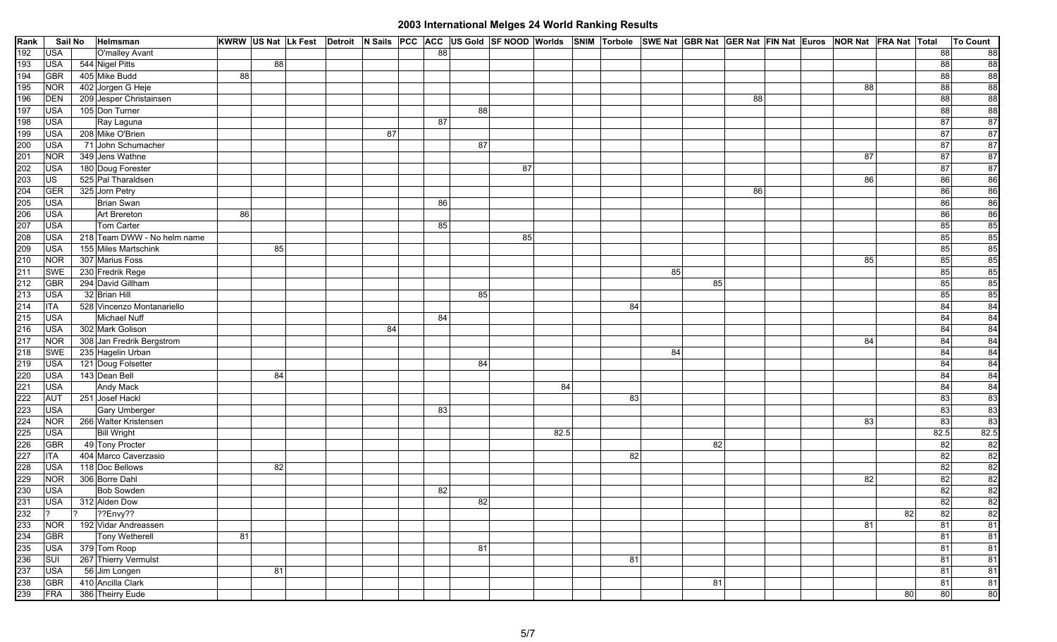# 2003 International Melges 24 World Ranking Results

| Rank | Sail No | | Helmsman | KWRW | US Nat | Lk Fest | Detroit | N Sails | PCC | ACC | US Gold | SF NOOD | Worlds | SNIM | Torbole | SWE Nat | GBR Nat | GER Nat | FIN Nat | Euros | NOR Nat | FRA Nat | Total | To Count |
|---|---|---|---|---|---|---|---|---|---|---|---|---|---|---|---|---|---|---|---|---|---|---|---|---|
| 192 | USA | | O'malley Avant | | | | | | | 88 | | | | | | | | | | | | | 88 | 88 |
| 193 | USA | 544 | Nigel Pitts | | 88 | | | | | | | | | | | | | | | | | | 88 | 88 |
| 194 | GBR | 405 | Mike Budd | 88 | | | | | | | | | | | | | | | | | | | 88 | 88 |
| 195 | NOR | 402 | Jorgen G Heje | | | | | | | | | | | | | | | | | | 88 | | 88 | 88 |
| 196 | DEN | 209 | Jesper Christainsen | | | | | | | | | | | | | | | 88 | | | | | 88 | 88 |
| 197 | USA | 105 | Don Turner | | | | | | | | 88 | | | | | | | | | | | | 88 | 88 |
| 198 | USA | | Ray Laguna | | | | | | | 87 | | | | | | | | | | | | | 87 | 87 |
| 199 | USA | 208 | Mike O'Brien | | | | | 87 | | | | | | | | | | | | | | | 87 | 87 |
| 200 | USA | 71 | John Schumacher | | | | | | | | 87 | | | | | | | | | | | | 87 | 87 |
| 201 | NOR | 349 | Jens Wathne | | | | | | | | | | | | | | | | | | 87 | | 87 | 87 |
| 202 | USA | 180 | Doug Forester | | | | | | | | | 87 | | | | | | | | | | | 87 | 87 |
| 203 | US | 525 | Pal Tharaldsen | | | | | | | | | | | | | | | | | | 86 | | 86 | 86 |
| 204 | GER | 325 | Jorn Petry | | | | | | | | | | | | | | | 86 | | | | | 86 | 86 |
| 205 | USA | | Brian Swan | | | | | | | 86 | | | | | | | | | | | | | 86 | 86 |
| 206 | USA | | Art Brereton | 86 | | | | | | | | | | | | | | | | | | | 86 | 86 |
| 207 | USA | | Tom Carter | | | | | | | 85 | | | | | | | | | | | | | 85 | 85 |
| 208 | USA | 218 | Team DWW - No helm name | | | | | | | | | 85 | | | | | | | | | | | 85 | 85 |
| 209 | USA | 155 | Miles Martschink | | 85 | | | | | | | | | | | | | | | | | | 85 | 85 |
| 210 | NOR | 307 | Marius Foss | | | | | | | | | | | | | | | | | | 85 | | 85 | 85 |
| 211 | SWE | 230 | Fredrik Rege | | | | | | | | | | | | | 85 | | | | | | | 85 | 85 |
| 212 | GBR | 294 | David Gillham | | | | | | | | | | | | | | 85 | | | | | | 85 | 85 |
| 213 | USA | 32 | Brian Hill | | | | | | | | 85 | | | | | | | | | | | | 85 | 85 |
| 214 | ITA | 528 | Vincenzo Montanariello | | | | | | | | | | | | 84 | | | | | | | | 84 | 84 |
| 215 | USA | | Michael Nuff | | | | | | | 84 | | | | | | | | | | | | | 84 | 84 |
| 216 | USA | 302 | Mark Golison | | | | | 84 | | | | | | | | | | | | | | | 84 | 84 |
| 217 | NOR | 308 | Jan Fredrik Bergstrom | | | | | | | | | | | | | | | | | | 84 | | 84 | 84 |
| 218 | SWE | 235 | Hagelin Urban | | | | | | | | | | | | | 84 | | | | | | | 84 | 84 |
| 219 | USA | 121 | Doug Folsetter | | | | | | | | 84 | | | | | | | | | | | | 84 | 84 |
| 220 | USA | 143 | Dean Bell | | 84 | | | | | | | | | | | | | | | | | | 84 | 84 |
| 221 | USA | | Andy Mack | | | | | | | | | | 84 | | | | | | | | | | 84 | 84 |
| 222 | AUT | 251 | Josef Hackl | | | | | | | | | | | | 83 | | | | | | | | 83 | 83 |
| 223 | USA | | Gary Umberger | | | | | | | 83 | | | | | | | | | | | | | 83 | 83 |
| 224 | NOR | 266 | Walter Kristensen | | | | | | | | | | | | | | | | | | 83 | | 83 | 83 |
| 225 | USA | | Bill Wright | | | | | | | | | | 82.5 | | | | | | | | | | 82.5 | 82.5 |
| 226 | GBR | 49 | Tony Procter | | | | | | | | | | | | | | 82 | | | | | | 82 | 82 |
| 227 | ITA | 404 | Marco Caverzasio | | | | | | | | | | | | 82 | | | | | | | | 82 | 82 |
| 228 | USA | 118 | Doc Bellows | | 82 | | | | | | | | | | | | | | | | | | 82 | 82 |
| 229 | NOR | 306 | Borre Dahl | | | | | | | | | | | | | | | | | | 82 | | 82 | 82 |
| 230 | USA | | Bob Sowden | | | | | | | 82 | | | | | | | | | | | | | 82 | 82 |
| 231 | USA | 312 | Alden Dow | | | | | | | | 82 | | | | | | | | | | | | 82 | 82 |
| 232 | ? | ? | ??Envy?? | | | | | | | | | | | | | | | | | | | 82 | 82 | 82 |
| 233 | NOR | 192 | Vidar Andreassen | | | | | | | | | | | | | | | | | | 81 | | 81 | 81 |
| 234 | GBR | | Tony Wetherell | 81 | | | | | | | | | | | | | | | | | | | 81 | 81 |
| 235 | USA | 379 | Tom Roop | | | | | | | | 81 | | | | | | | | | | | | 81 | 81 |
| 236 | SUI | 267 | Thierry Vermulst | | | | | | | | | | | | 81 | | | | | | | | 81 | 81 |
| 237 | USA | 56 | Jim Longen | | 81 | | | | | | | | | | | | | | | | | | 81 | 81 |
| 238 | GBR | 410 | Ancilla Clark | | | | | | | | | | | | | | 81 | | | | | | 81 | 81 |
| 239 | FRA | 386 | Theirry Eude | | | | | | | | | | | | | | | | | | | 80 | 80 | 80 |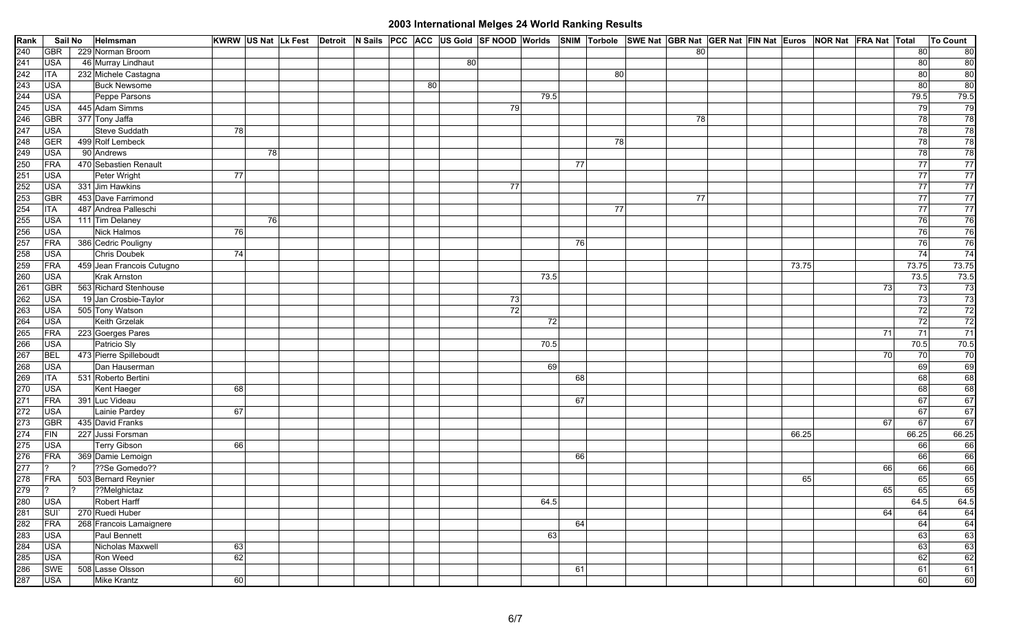# 2003 International Melges 24 World Ranking Results

| Rank | Sail No | | Helmsman | KWRW | US Nat | Lk Fest | Detroit | N Sails | PCC | ACC | US Gold | SF NOOD | Worlds | SNIM | Torbole | SWE Nat | GBR Nat | GER Nat | FIN Nat | Euros | NOR Nat | FRA Nat | Total | To Count |
|---|---|---|---|---|---|---|---|---|---|---|---|---|---|---|---|---|---|---|---|---|---|---|---|---|
| 240 | GBR | 229 | Norman Broom | | | | | | | | | | | | | | 80 | | | | | | 80 | 80 |
| 241 | USA | 46 | Murray Lindhaut | | | | | | | | 80 | | | | | | | | | | | | 80 | 80 |
| 242 | ITA | 232 | Michele Castagna | | | | | | | | | | | | 80 | | | | | | | | 80 | 80 |
| 243 | USA | | Buck Newsome | | | | | | | 80 | | | | | | | | | | | | | 80 | 80 |
| 244 | USA | | Peppe Parsons | | | | | | | | | | 79.5 | | | | | | | | | | 79.5 | 79.5 |
| 245 | USA | 445 | Adam Simms | | | | | | | | | 79 | | | | | | | | | | | 79 | 79 |
| 246 | GBR | 377 | Tony Jaffa | | | | | | | | | | | | | | 78 | | | | | | 78 | 78 |
| 247 | USA | | Steve Suddath | 78 | | | | | | | | | | | | | | | | | | | 78 | 78 |
| 248 | GER | 499 | Rolf Lembeck | | | | | | | | | | | | 78 | | | | | | | | 78 | 78 |
| 249 | USA | 90 | Andrews | | 78 | | | | | | | | | | | | | | | | | | 78 | 78 |
| 250 | FRA | 470 | Sebastien Renault | | | | | | | | | | | 77 | | | | | | | | | 77 | 77 |
| 251 | USA | | Peter Wright | 77 | | | | | | | | | | | | | | | | | | | 77 | 77 |
| 252 | USA | 331 | Jim Hawkins | | | | | | | | | 77 | | | | | | | | | | | 77 | 77 |
| 253 | GBR | 453 | Dave Farrimond | | | | | | | | | | | | | | 77 | | | | | | 77 | 77 |
| 254 | ITA | 487 | Andrea Palleschi | | | | | | | | | | | | 77 | | | | | | | | 77 | 77 |
| 255 | USA | 111 | Tim Delaney | | 76 | | | | | | | | | | | | | | | | | | 76 | 76 |
| 256 | USA | | Nick Halmos | 76 | | | | | | | | | | | | | | | | | | | 76 | 76 |
| 257 | FRA | 386 | Cedric Pouligny | | | | | | | | | | | 76 | | | | | | | | | 76 | 76 |
| 258 | USA | | Chris Doubek | 74 | | | | | | | | | | | | | | | | | | | 74 | 74 |
| 259 | FRA | 459 | Jean Francois Cutugno | | | | | | | | | | | | | | | | | 73.75 | | | 73.75 | 73.75 |
| 260 | USA | | Krak Arnston | | | | | | | | | | 73.5 | | | | | | | | | | 73.5 | 73.5 |
| 261 | GBR | 563 | Richard Stenhouse | | | | | | | | | | | | | | | | | | | 73 | 73 | 73 |
| 262 | USA | 19 | Jan Crosbie-Taylor | | | | | | | | | 73 | | | | | | | | | | | 73 | 73 |
| 263 | USA | 505 | Tony Watson | | | | | | | | | 72 | | | | | | | | | | | 72 | 72 |
| 264 | USA | | Keith Grzelak | | | | | | | | | | 72 | | | | | | | | | | 72 | 72 |
| 265 | FRA | 223 | Goerges Pares | | | | | | | | | | | | | | | | | | | 71 | 71 | 71 |
| 266 | USA | | Patricio Sly | | | | | | | | | | 70.5 | | | | | | | | | | 70.5 | 70.5 |
| 267 | BEL | 473 | Pierre Spilleboudt | | | | | | | | | | | | | | | | | | | 70 | 70 | 70 |
| 268 | USA | | Dan Hauserman | | | | | | | | | | 69 | | | | | | | | | | 69 | 69 |
| 269 | ITA | 531 | Roberto Bertini | | | | | | | | | | | 68 | | | | | | | | | 68 | 68 |
| 270 | USA | | Kent Haeger | 68 | | | | | | | | | | | | | | | | | | | 68 | 68 |
| 271 | FRA | 391 | Luc Videau | | | | | | | | | | | 67 | | | | | | | | | 67 | 67 |
| 272 | USA | | Lainie Pardey | 67 | | | | | | | | | | | | | | | | | | | 67 | 67 |
| 273 | GBR | 435 | David Franks | | | | | | | | | | | | | | | | | | | 67 | 67 | 67 |
| 274 | FIN | 227 | Jussi Forsman | | | | | | | | | | | | | | | | | 66.25 | | | 66.25 | 66.25 |
| 275 | USA | | Terry Gibson | 66 | | | | | | | | | | | | | | | | | | | 66 | 66 |
| 276 | FRA | 369 | Damie Lemoign | | | | | | | | | | | 66 | | | | | | | | | 66 | 66 |
| 277 | ? | ? | ??Se Gomedo?? | | | | | | | | | | | | | | | | | | | 66 | 66 | 66 |
| 278 | FRA | 503 | Bernard Reynier | | | | | | | | | | | | | | | | | 65 | | | 65 | 65 |
| 279 | ? | ? | ??Melghictaz | | | | | | | | | | | | | | | | | | | 65 | 65 | 65 |
| 280 | USA | | Robert Harff | | | | | | | | | | 64.5 | | | | | | | | | | 64.5 | 64.5 |
| 281 | SUI` | 270 | Ruedi Huber | | | | | | | | | | | | | | | | | | | 64 | 64 | 64 |
| 282 | FRA | 268 | Francois Lamaignere | | | | | | | | | | | 64 | | | | | | | | | 64 | 64 |
| 283 | USA | | Paul Bennett | | | | | | | | | | 63 | | | | | | | | | | 63 | 63 |
| 284 | USA | | Nicholas Maxwell | 63 | | | | | | | | | | | | | | | | | | | 63 | 63 |
| 285 | USA | | Ron Weed | 62 | | | | | | | | | | | | | | | | | | | 62 | 62 |
| 286 | SWE | 508 | Lasse Olsson | | | | | | | | | | | 61 | | | | | | | | | 61 | 61 |
| 287 | USA | | Mike Krantz | 60 | | | | | | | | | | | | | | | | | | | 60 | 60 |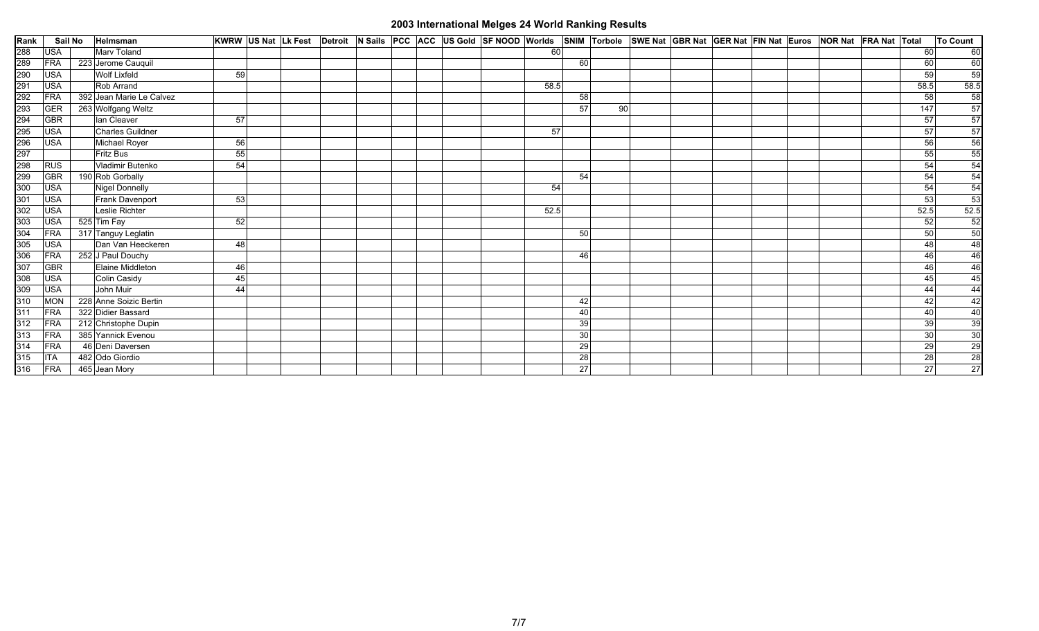# 2003 International Melges 24 World Ranking Results

| Rank | Sail No | | Helmsman | KWRW | US Nat | Lk Fest | Detroit | N Sails | PCC | ACC | US Gold | SF NOOD | Worlds | SNIM | Torbole | SWE Nat | GBR Nat | GER Nat | FIN Nat | Euros | NOR Nat | FRA Nat | Total | To Count |
|---|---|---|---|---|---|---|---|---|---|---|---|---|---|---|---|---|---|---|---|---|---|---|---|---|
| 288 | USA | | Marv Toland | | | | | | | | | | 60 | | | | | | | | | | 60 | 60 |
| 289 | FRA | 223 | Jerome Cauquil | | | | | | | | | | | 60 | | | | | | | | | 60 | 60 |
| 290 | USA | | Wolf Lixfeld | 59 | | | | | | | | | | | | | | | | | | | 59 | 59 |
| 291 | USA | | Rob Arrand | | | | | | | | | | 58.5 | | | | | | | | | | 58.5 | 58.5 |
| 292 | FRA | 392 | Jean Marie Le Calvez | | | | | | | | | | | 58 | | | | | | | | | 58 | 58 |
| 293 | GER | 263 | Wolfgang Weltz | | | | | | | | | | | 57 | 90 | | | | | | | | 147 | 57 |
| 294 | GBR | | Ian Cleaver | 57 | | | | | | | | | | | | | | | | | | | 57 | 57 |
| 295 | USA | | Charles Guildner | | | | | | | | | | 57 | | | | | | | | | | 57 | 57 |
| 296 | USA | | Michael Royer | 56 | | | | | | | | | | | | | | | | | | | 56 | 56 |
| 297 | | | Fritz Bus | 55 | | | | | | | | | | | | | | | | | | | 55 | 55 |
| 298 | RUS | | Vladimir Butenko | 54 | | | | | | | | | | | | | | | | | | | 54 | 54 |
| 299 | GBR | 190 | Rob Gorbally | | | | | | | | | | | 54 | | | | | | | | | 54 | 54 |
| 300 | USA | | Nigel Donnelly | | | | | | | | | | 54 | | | | | | | | | | 54 | 54 |
| 301 | USA | | Frank Davenport | 53 | | | | | | | | | | | | | | | | | | | 53 | 53 |
| 302 | USA | | Leslie Richter | | | | | | | | | | 52.5 | | | | | | | | | | 52.5 | 52.5 |
| 303 | USA | 525 | Tim Fay | 52 | | | | | | | | | | | | | | | | | | | 52 | 52 |
| 304 | FRA | 317 | Tanguy Leglatin | | | | | | | | | | | 50 | | | | | | | | | 50 | 50 |
| 305 | USA | | Dan Van Heeckeren | 48 | | | | | | | | | | | | | | | | | | | 48 | 48 |
| 306 | FRA | 252 | J Paul Douchy | | | | | | | | | | | 46 | | | | | | | | | 46 | 46 |
| 307 | GBR | | Elaine Middleton | 46 | | | | | | | | | | | | | | | | | | | 46 | 46 |
| 308 | USA | | Colin Casidy | 45 | | | | | | | | | | | | | | | | | | | 45 | 45 |
| 309 | USA | | John Muir | 44 | | | | | | | | | | | | | | | | | | | 44 | 44 |
| 310 | MON | 228 | Anne Soizic Bertin | | | | | | | | | | | 42 | | | | | | | | | 42 | 42 |
| 311 | FRA | 322 | Didier Bassard | | | | | | | | | | | 40 | | | | | | | | | 40 | 40 |
| 312 | FRA | 212 | Christophe Dupin | | | | | | | | | | | 39 | | | | | | | | | 39 | 39 |
| 313 | FRA | 385 | Yannick Evenou | | | | | | | | | | | 30 | | | | | | | | | 30 | 30 |
| 314 | FRA | 46 | Deni Daversen | | | | | | | | | | | 29 | | | | | | | | | 29 | 29 |
| 315 | ITA | 482 | Odo Giordio | | | | | | | | | | | 28 | | | | | | | | | 28 | 28 |
| 316 | FRA | 465 | Jean Mory | | | | | | | | | | | 27 | | | | | | | | | 27 | 27 |